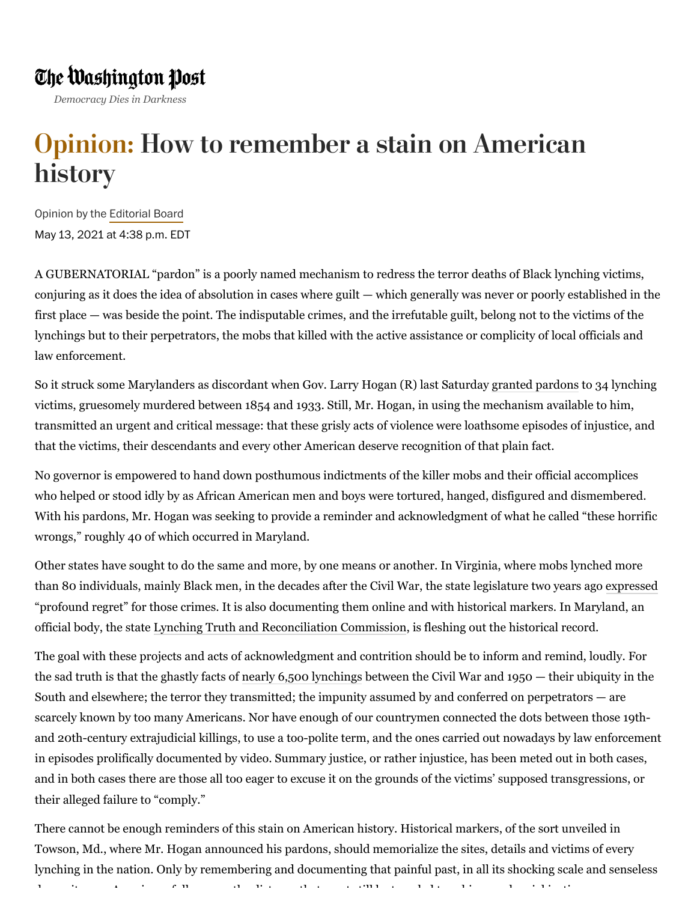The Washington Post

*Democracy Dies in Darkness*

# Opinion: How to remember a stain on American history

Opinion by the Editorial Board

May 13, 2021 at 4:38 p.m. EDT

A GUBERNATORIAL "pardon" is a poorly named mechanism to redress the terror deaths of Black lynching victims, conjuring as it does the idea of absolution in cases where guilt — which generally was never or poorly established in the first place — was beside the point. The indisputable crimes, and the irrefutable guilt, belong not to the victims of the lynchings but to their perpetrators, the mobs that killed with the active assistance or complicity of local officials and law enforcement.

So it struck some Marylanders as discordant when Gov. Larry Hogan (R) last Saturday granted pardons to 34 lynching victims, gruesomely murdered between 1854 and 1933. Still, Mr. Hogan, in using the mechanism available to him, transmitted an urgent and critical message: that these grisly acts of violence were loathsome episodes of injustice, and that the victims, their descendants and every other American deserve recognition of that plain fact.

No governor is empowered to hand down posthumous indictments of the killer mobs and their official accomplices who helped or stood idly by as African American men and boys were tortured, hanged, disfigured and dismembered. With his pardons, Mr. Hogan was seeking to provide a reminder and acknowledgment of what he called "these horrific wrongs," roughly 40 of which occurred in Maryland.

Other states have sought to do the same and more, by one means or another. In Virginia, where mobs lynched more than 80 individuals, mainly Black men, in the decades after the Civil War, the state legislature two years ago expressed "profound regret" for those crimes. It is also documenting them online and with historical markers. In Maryland, an official body, the state Lynching Truth and Reconciliation Commission, is fleshing out the historical record.

The goal with these projects and acts of acknowledgment and contrition should be to inform and remind, loudly. For the sad truth is that the ghastly facts of nearly 6,500 lynchings between the Civil War and 1950 — their ubiquity in the South and elsewhere; the terror they transmitted; the impunity assumed by and conferred on perpetrators — are scarcely known by too many Americans. Nor have enough of our countrymen connected the dots between those 19th- and 20th-century extrajudicial killings, to use a too-polite term, and the ones carried out nowadays by law enforcement in episodes prolifically documented by video. Summary justice, or rather injustice, has been meted out in both cases, and in both cases there are those all too eager to excuse it on the grounds of the victims' supposed transgressions, or their alleged failure to "comply."

There cannot be enough reminders of this stain on American history. Historical markers, of the sort unveiled in Towson, Md., where Mr. Hogan announced his pardons, should memorialize the sites, details and victims of every lynching in the nation. Only by remembering and documenting that painful past, in all its shocking scale and senseless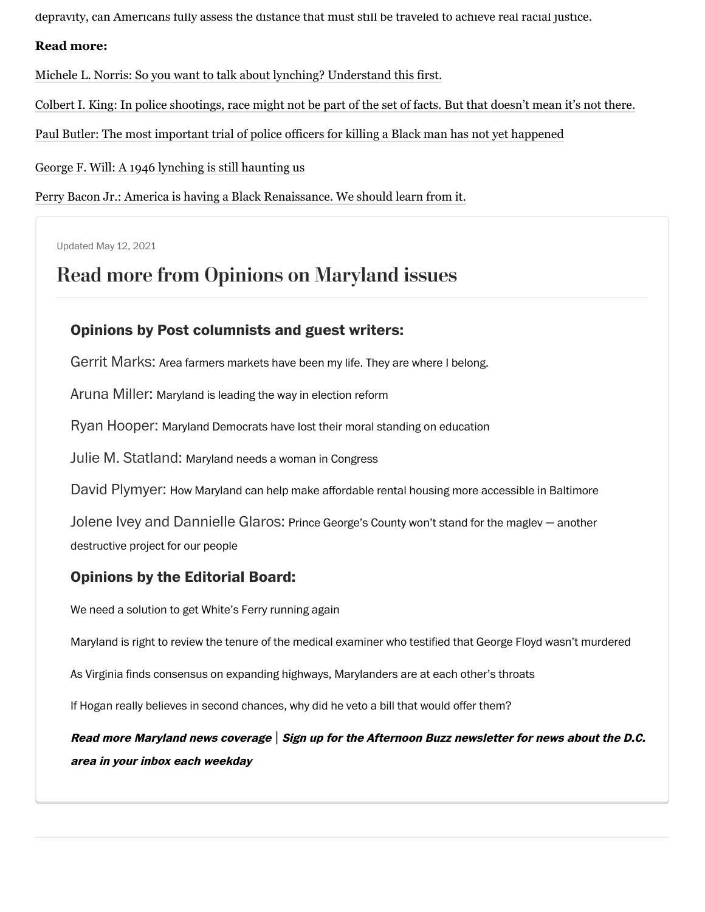depravity, can Americans fully assess the distance that must still be traveled to achieve real racial justice.

**Read more:**

Michele L. Norris: So you want to talk about lynching? Understand this first.

Colbert I. King: In police shootings, race might not be part of the set of facts. But that doesn't mean it's not there.

Paul Butler: The most important trial of police officers for killing a Black man has not yet happened

George F. Will: A 1946 lynching is still haunting us

Perry Bacon Jr.: America is having a Black Renaissance. We should learn from it.

Updated May 12, 2021

## Read more from Opinions on Maryland issues

### Opinions by Post columnists and guest writers:

Gerrit Marks: Area farmers markets have been my life. They are where I belong.

Aruna Miller: Maryland is leading the way in election reform

Ryan Hooper: Maryland Democrats have lost their moral standing on education

Julie M. Statland: Maryland needs a woman in Congress

David Plymyer: How Maryland can help make affordable rental housing more accessible in Baltimore

Jolene Ivey and Dannielle Glaros: Prince George's County won't stand for the maglev — another destructive project for our people

### Opinions by the Editorial Board:

We need a solution to get White's Ferry running again

Maryland is right to review the tenure of the medical examiner who testified that George Floyd wasn't murdered

As Virginia finds consensus on expanding highways, Marylanders are at each other's throats

If Hogan really believes in second chances, why did he veto a bill that would offer them?

***Read more Maryland news coverage*** | ***Sign up for the Afternoon Buzz newsletter for news about the D.C. area in your inbox each weekday***